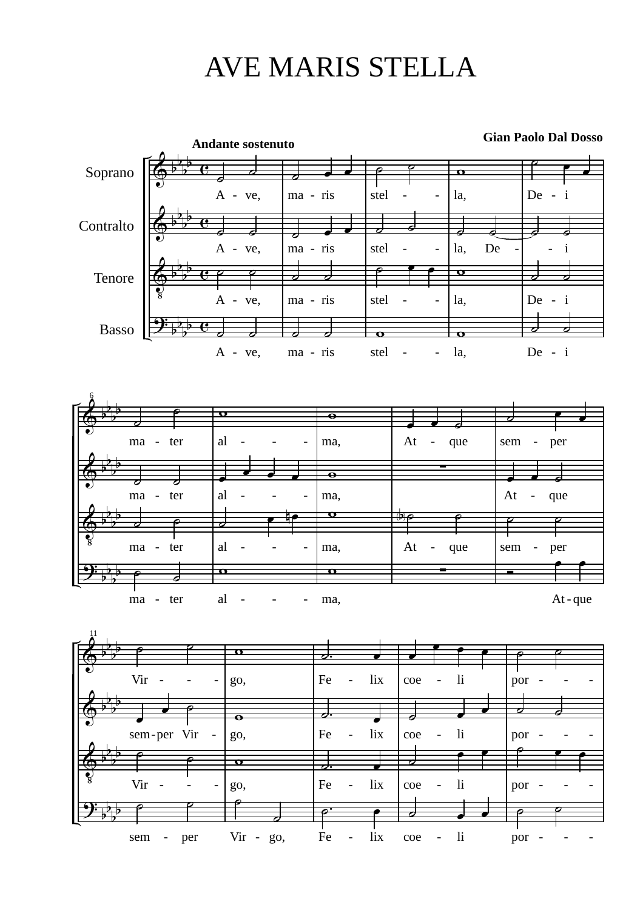# AVE MARIS STELLA

**Gian Paolo Dal Dosso**

**Andante sostenuto**

Soprano: A - ve, ma - ris stel - - la, De - i ma - ter al - - - ma, At - que sem - per Vir - - - go, Fe - lix coe - li por - - -

Contralto: A - ve, ma - ris stel - - la, De - - i ma - ter al - - - ma, At - que sem-per Vir - go, Fe - lix coe - li por - - -

Tenore: A - ve, ma - ris stel - - la, De - i ma - ter al - - - ma, At - que sem - per Vir - - - go, Fe - lix coe - li por - - -

Basso: A - ve, ma - ris stel - - la, De - i ma - ter al - - - ma, At-que sem - per Vir - go, Fe - lix coe - li por - - -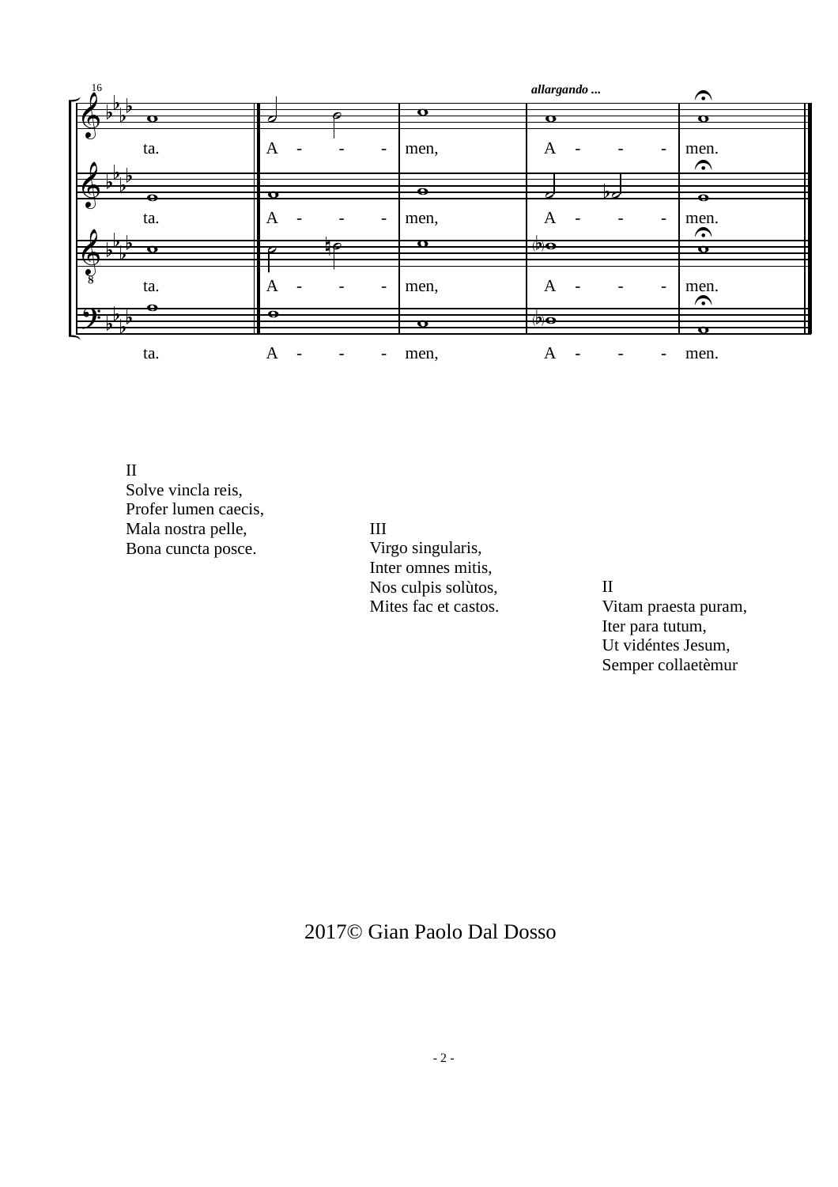II
Solve vincla reis,
Profer lumen caecis,
Mala nostra pelle,
Bona cuncta posce.

III
Virgo singularis,
Inter omnes mitis,
Nos culpis solùtos,
Mites fac et castos.

II
Vitam praesta puram,
Iter para tutum,
Ut vidéntes Jesum,
Semper collaetèmur

2017© Gian Paolo Dal Dosso